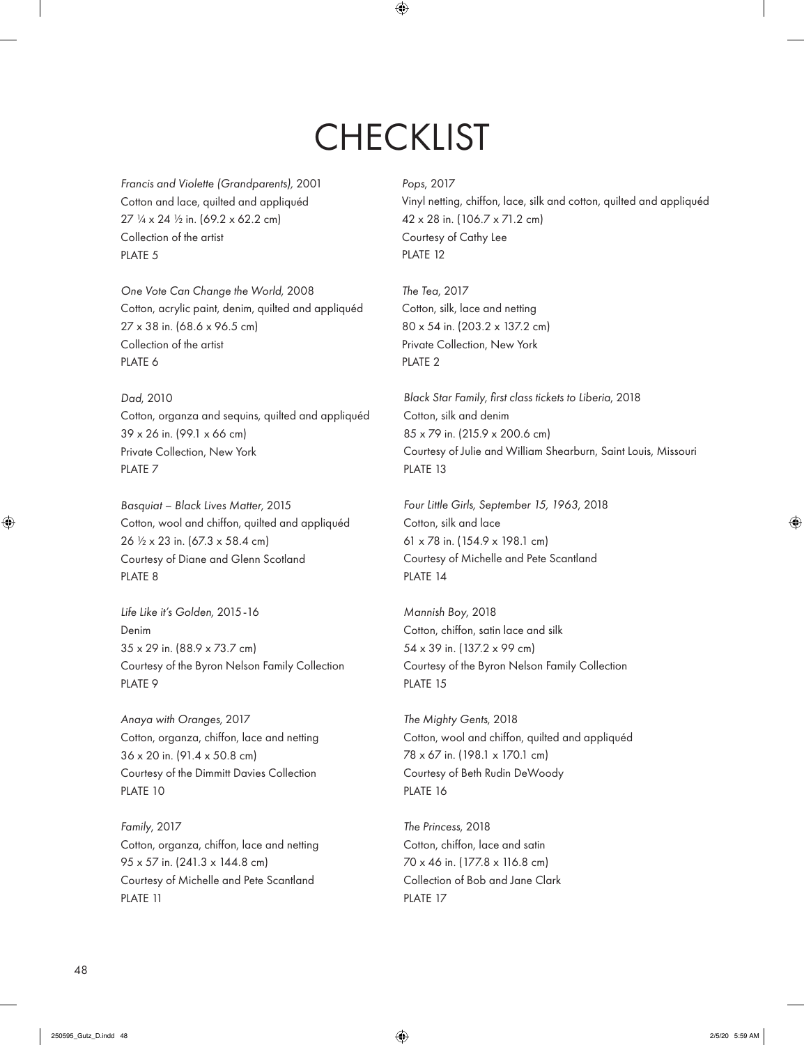# CHECKLIST

*Francis and Violette (Grandparents),* 2001
Cotton and lace, quilted and appliquéd
27 ¼ x 24 ½ in. (69.2 x 62.2 cm)
Collection of the artist
PLATE 5

*One Vote Can Change the World,* 2008
Cotton, acrylic paint, denim, quilted and appliquéd
27 x 38 in. (68.6 x 96.5 cm)
Collection of the artist
PLATE 6

*Dad,* 2010
Cotton, organza and sequins, quilted and appliquéd
39 x 26 in. (99.1 x 66 cm)
Private Collection, New York
PLATE 7

*Basquiat – Black Lives Matter,* 2015
Cotton, wool and chiffon, quilted and appliquéd
26 ½ x 23 in. (67.3 x 58.4 cm)
Courtesy of Diane and Glenn Scotland
PLATE 8

*Life Like it's Golden,* 2015-16
Denim
35 x 29 in. (88.9 x 73.7 cm)
Courtesy of the Byron Nelson Family Collection
PLATE 9

*Anaya with Oranges,* 2017
Cotton, organza, chiffon, lace and netting
36 x 20 in. (91.4 x 50.8 cm)
Courtesy of the Dimmitt Davies Collection
PLATE 10

*Family,* 2017
Cotton, organza, chiffon, lace and netting
95 x 57 in. (241.3 x 144.8 cm)
Courtesy of Michelle and Pete Scantland
PLATE 11

*Pops,* 2017
Vinyl netting, chiffon, lace, silk and cotton, quilted and appliquéd
42 x 28 in. (106.7 x 71.2 cm)
Courtesy of Cathy Lee
PLATE 12

*The Tea,* 2017
Cotton, silk, lace and netting
80 x 54 in. (203.2 x 137.2 cm)
Private Collection, New York
PLATE 2

*Black Star Family, first class tickets to Liberia,* 2018
Cotton, silk and denim
85 x 79 in. (215.9 x 200.6 cm)
Courtesy of Julie and William Shearburn, Saint Louis, Missouri
PLATE 13

*Four Little Girls, September 15, 1963,* 2018
Cotton, silk and lace
61 x 78 in. (154.9 x 198.1 cm)
Courtesy of Michelle and Pete Scantland
PLATE 14

*Mannish Boy,* 2018
Cotton, chiffon, satin lace and silk
54 x 39 in. (137.2 x 99 cm)
Courtesy of the Byron Nelson Family Collection
PLATE 15

*The Mighty Gents,* 2018
Cotton, wool and chiffon, quilted and appliquéd
78 x 67 in. (198.1 x 170.1 cm)
Courtesy of Beth Rudin DeWoody
PLATE 16

*The Princess,* 2018
Cotton, chiffon, lace and satin
70 x 46 in. (177.8 x 116.8 cm)
Collection of Bob and Jane Clark
PLATE 17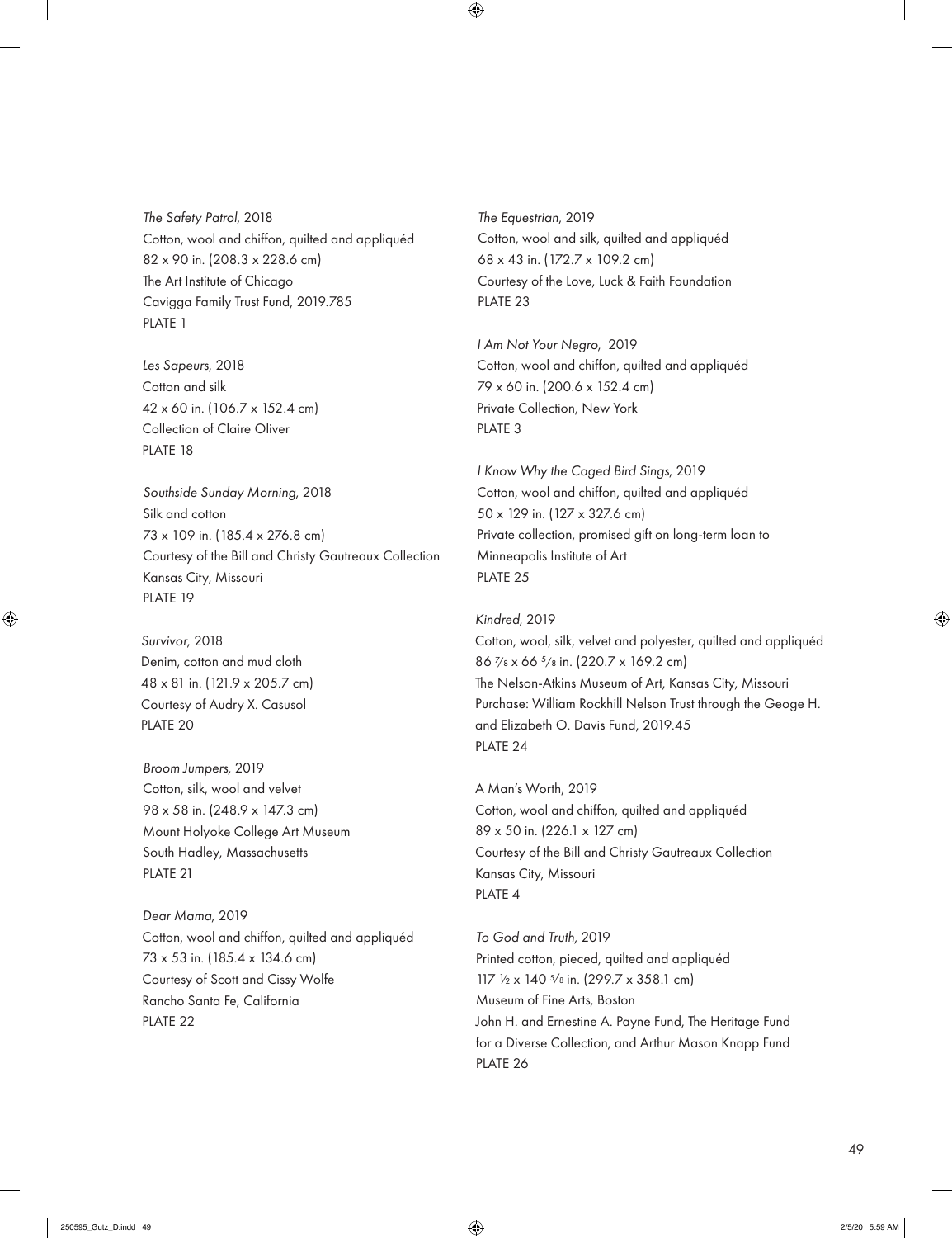*The Safety Patrol*, 2018
Cotton, wool and chiffon, quilted and appliquéd
82 x 90 in. (208.3 x 228.6 cm)
The Art Institute of Chicago
Cavigga Family Trust Fund, 2019.785
PLATE 1

*Les Sapeurs*, 2018
Cotton and silk
42 x 60 in. (106.7 x 152.4 cm)
Collection of Claire Oliver
PLATE 18

*Southside Sunday Morning*, 2018
Silk and cotton
73 x 109 in. (185.4 x 276.8 cm)
Courtesy of the Bill and Christy Gautreaux Collection
Kansas City, Missouri
PLATE 19

*Survivor*, 2018
Denim, cotton and mud cloth
48 x 81 in. (121.9 x 205.7 cm)
Courtesy of Audry X. Casusol
PLATE 20

*Broom Jumpers*, 2019
Cotton, silk, wool and velvet
98 x 58 in. (248.9 x 147.3 cm)
Mount Holyoke College Art Museum
South Hadley, Massachusetts
PLATE 21

*Dear Mama*, 2019
Cotton, wool and chiffon, quilted and appliquéd
73 x 53 in. (185.4 x 134.6 cm)
Courtesy of Scott and Cissy Wolfe
Rancho Santa Fe, California
PLATE 22

*The Equestrian*, 2019
Cotton, wool and silk, quilted and appliquéd
68 x 43 in. (172.7 x 109.2 cm)
Courtesy of the Love, Luck & Faith Foundation
PLATE 23

*I Am Not Your Negro*, 2019
Cotton, wool and chiffon, quilted and appliquéd
79 x 60 in. (200.6 x 152.4 cm)
Private Collection, New York
PLATE 3

*I Know Why the Caged Bird Sings*, 2019
Cotton, wool and chiffon, quilted and appliquéd
50 x 129 in. (127 x 327.6 cm)
Private collection, promised gift on long-term loan to
Minneapolis Institute of Art
PLATE 25

*Kindred*, 2019
Cotton, wool, silk, velvet and polyester, quilted and appliquéd
86 7/8 x 66 5/8 in. (220.7 x 169.2 cm)
The Nelson-Atkins Museum of Art, Kansas City, Missouri
Purchase: William Rockhill Nelson Trust through the Geoge H.
and Elizabeth O. Davis Fund, 2019.45
PLATE 24

A Man's Worth, 2019
Cotton, wool and chiffon, quilted and appliquéd
89 x 50 in. (226.1 x 127 cm)
Courtesy of the Bill and Christy Gautreaux Collection
Kansas City, Missouri
PLATE 4

*To God and Truth*, 2019
Printed cotton, pieced, quilted and appliquéd
117 ½ x 140 5/8 in. (299.7 x 358.1 cm)
Museum of Fine Arts, Boston
John H. and Ernestine A. Payne Fund, The Heritage Fund
for a Diverse Collection, and Arthur Mason Knapp Fund
PLATE 26